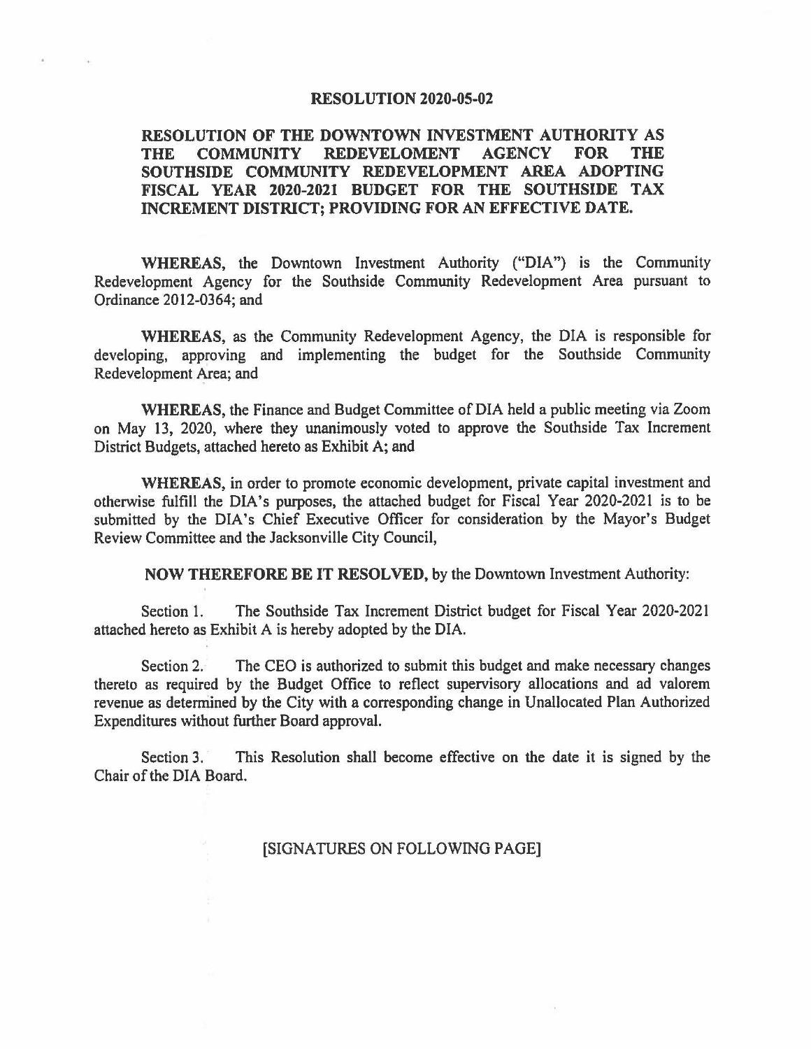**RESOLUTION 2020-05-02**

**RESOLUTION OF THE DOWNTOWN INVESTMENT AUTHORITY AS THE COMMUNITY REDEVELOMENT AGENCY FOR THE SOUTHSIDE COMMUNITY REDEVELOPMENT AREA ADOPTING FISCAL YEAR 2020-2021 BUDGET FOR THE SOUTHSIDE TAX INCREMENT DISTRICT; PROVIDING FOR AN EFFECTIVE DATE.**

**WHEREAS,** the Downtown Investment Authority ("DIA") is the Community Redevelopment Agency for the Southside Community Redevelopment Area pursuant to Ordinance 2012-0364; and

**WHEREAS,** as the Community Redevelopment Agency, the DIA is responsible for developing, approving and implementing the budget for the Southside Community Redevelopment Area; and

**WHEREAS,** the Finance and Budget Committee of DIA held a public meeting via Zoom on May 13, 2020, where they unanimously voted to approve the Southside Tax Increment District Budgets, attached hereto as Exhibit A; and

**WHEREAS,** in order to promote economic development, private capital investment and otherwise fulfill the DIA's purposes, the attached budget for Fiscal Year 2020-2021 is to be submitted by the DIA's Chief Executive Officer for consideration by the Mayor's Budget Review Committee and the Jacksonville City Council,

**NOW THEREFORE BE IT RESOLVED,** by the Downtown Investment Authority:

Section 1. The Southside Tax Increment District budget for Fiscal Year 2020-2021 attached hereto as Exhibit A is hereby adopted by the DIA.

Section 2. The CEO is authorized to submit this budget and make necessary changes thereto as required by the Budget Office to reflect supervisory allocations and ad valorem revenue as determined by the City with a corresponding change in Unallocated Plan Authorized Expenditures without further Board approval.

Section 3. This Resolution shall become effective on the date it is signed by the Chair of the DIA Board.

[SIGNATURES ON FOLLOWING PAGE]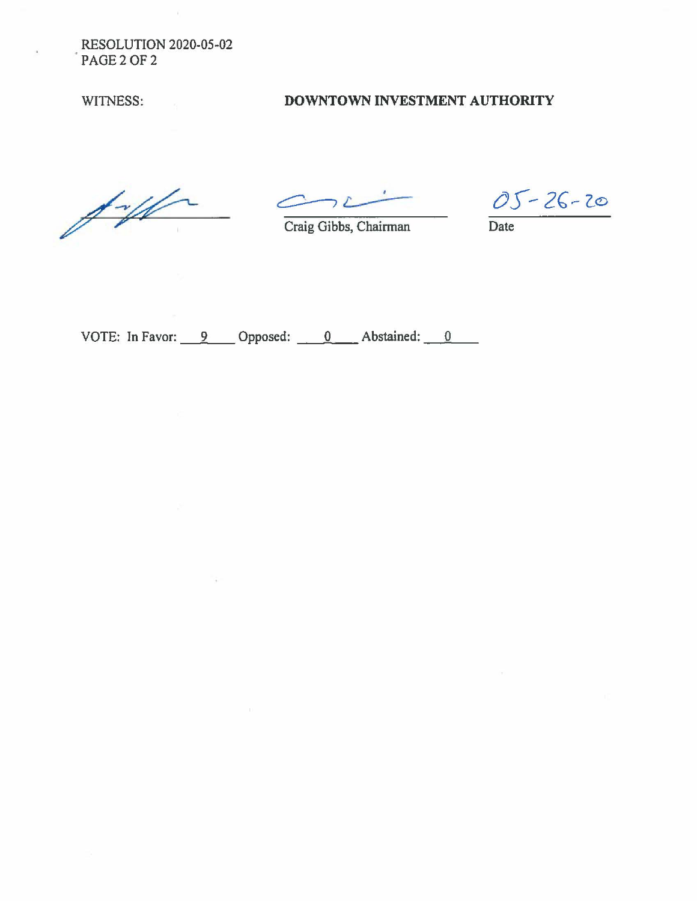WITNESS: **DOWNTOWN INVESTMENT AUTHORITY**

Craig Gibbs, Chairman

05-26-20
Date

VOTE: In Favor: 9 Opposed: 0 Abstained: 0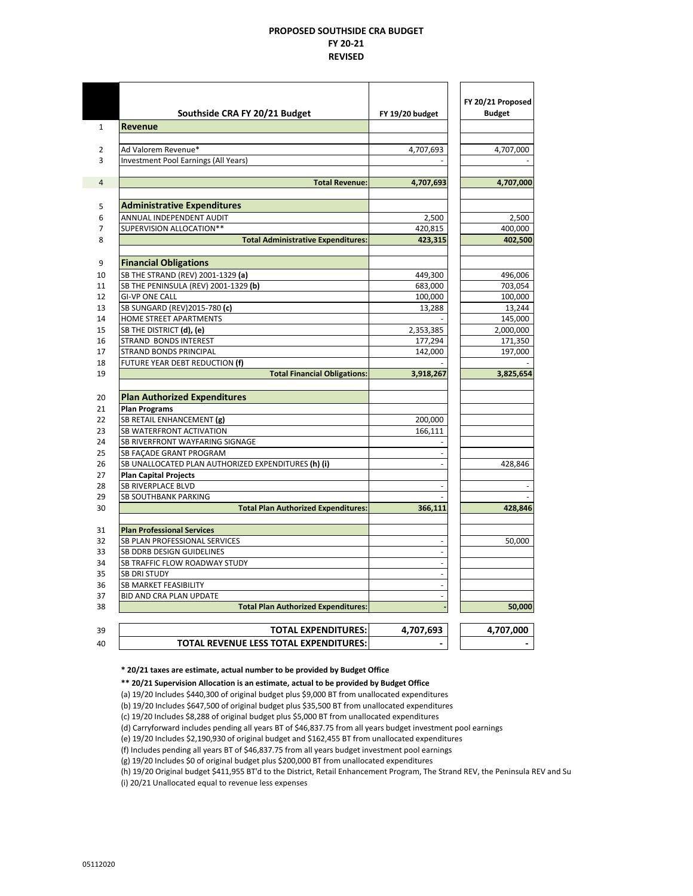**PROPOSED SOUTHSIDE CRA BUDGET**
**FY 20-21**
**REVISED**

| | Southside CRA FY 20/21 Budget | FY 19/20 budget | FY 20/21 Proposed Budget |
|---|---|---|---|
| 1 | **Revenue** | | |
| 2 | Ad Valorem Revenue* | 4,707,693 | 4,707,000 |
| 3 | Investment Pool Earnings (All Years) | - | - |
| 4 | **Total Revenue:** | **4,707,693** | **4,707,000** |
| 5 | **Administrative Expenditures** | | |
| 6 | ANNUAL INDEPENDENT AUDIT | 2,500 | 2,500 |
| 7 | SUPERVISION ALLOCATION** | 420,815 | 400,000 |
| 8 | **Total Administrative Expenditures:** | **423,315** | **402,500** |
| 9 | **Financial Obligations** | | |
| 10 | SB THE STRAND (REV) 2001-1329 **(a)** | 449,300 | 496,006 |
| 11 | SB THE PENINSULA (REV) 2001-1329 **(b)** | 683,000 | 703,054 |
| 12 | GI-VP ONE CALL | 100,000 | 100,000 |
| 13 | SB SUNGARD (REV)2015-780 **(c)** | 13,288 | 13,244 |
| 14 | HOME STREET APARTMENTS | - | 145,000 |
| 15 | SB THE DISTRICT **(d), (e)** | 2,353,385 | 2,000,000 |
| 16 | STRAND BONDS INTEREST | 177,294 | 171,350 |
| 17 | STRAND BONDS PRINCIPAL | 142,000 | 197,000 |
| 18 | FUTURE YEAR DEBT REDUCTION **(f)** | - | - |
| 19 | **Total Financial Obligations:** | **3,918,267** | **3,825,654** |
| 20 | **Plan Authorized Expenditures** | | |
| 21 | **Plan Programs** | | |
| 22 | SB RETAIL ENHANCEMENT **(g)** | 200,000 | |
| 23 | SB WATERFRONT ACTIVATION | 166,111 | |
| 24 | SB RIVERFRONT WAYFARING SIGNAGE | - | |
| 25 | SB FAÇADE GRANT PROGRAM | - | |
| 26 | SB UNALLOCATED PLAN AUTHORIZED EXPENDITURES **(h) (i)** | - | 428,846 |
| 27 | **Plan Capital Projects** | | |
| 28 | SB RIVERPLACE BLVD | - | - |
| 29 | SB SOUTHBANK PARKING | - | - |
| 30 | **Total Plan Authorized Expenditures:** | **366,111** | **428,846** |
| 31 | **Plan Professional Services** | | |
| 32 | SB PLAN PROFESSIONAL SERVICES | - | 50,000 |
| 33 | SB DDRB DESIGN GUIDELINES | - | |
| 34 | SB TRAFFIC FLOW ROADWAY STUDY | - | |
| 35 | SB DRI STUDY | - | |
| 36 | SB MARKET FEASIBILITY | - | |
| 37 | BID AND CRA PLAN UPDATE | - | |
| 38 | **Total Plan Authorized Expenditures:** | **-** | **50,000** |
| 39 | **TOTAL EXPENDITURES:** | **4,707,693** | **4,707,000** |
| 40 | **TOTAL REVENUE LESS TOTAL EXPENDITURES:** | **-** | **-** |

**\* 20/21 taxes are estimate, actual number to be provided by Budget Office**

**\*\* 20/21 Supervision Allocation is an estimate, actual to be provided by Budget Office**

(a) 19/20 Includes $440,300 of original budget plus $9,000 BT from unallocated expenditures

(b) 19/20 Includes $647,500 of original budget plus $35,500 BT from unallocated expenditures

(c) 19/20 Includes $8,288 of original budget plus $5,000 BT from unallocated expenditures

(d) Carryforward includes pending all years BT of $46,837.75 from all years budget investment pool earnings

(e) 19/20 Includes $2,190,930 of original budget and $162,455 BT from unallocated expenditures

(f) Includes pending all years BT of $46,837.75 from all years budget investment pool earnings

(g) 19/20 Includes $0 of original budget plus $200,000 BT from unallocated expenditures

(h) 19/20 Original budget $411,955 BT'd to the District, Retail Enhancement Program, The Strand REV, the Peninsula REV and Su

(i) 20/21 Unallocated equal to revenue less expenses

05112020